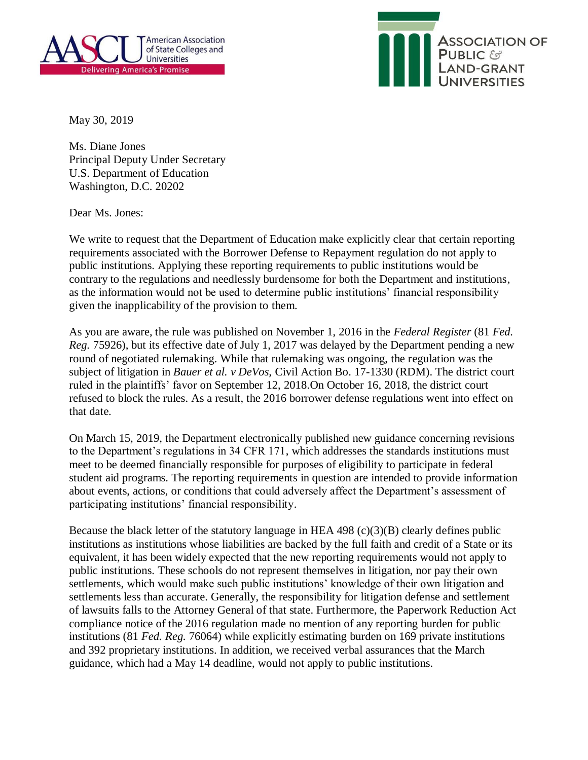May 30, 2019

Ms. Diane Jones  
Principal Deputy Under Secretary  
U.S. Department of Education  
Washington, D.C. 20202

Dear Ms. Jones:

We write to request that the Department of Education make explicitly clear that certain reporting requirements associated with the Borrower Defense to Repayment regulation do not apply to public institutions. Applying these reporting requirements to public institutions would be contrary to the regulations and needlessly burdensome for both the Department and institutions, as the information would not be used to determine public institutions' financial responsibility given the inapplicability of the provision to them.

As you are aware, the rule was published on November 1, 2016 in the *Federal Register* (81 *Fed. Reg.* 75926), but its effective date of July 1, 2017 was delayed by the Department pending a new round of negotiated rulemaking. While that rulemaking was ongoing, the regulation was the subject of litigation in *Bauer et al. v DeVos,* Civil Action Bo. 17-1330 (RDM). The district court ruled in the plaintiffs' favor on September 12, 2018.On October 16, 2018, the district court refused to block the rules. As a result, the 2016 borrower defense regulations went into effect on that date.

On March 15, 2019, the Department electronically published new guidance concerning revisions to the Department's regulations in 34 CFR 171, which addresses the standards institutions must meet to be deemed financially responsible for purposes of eligibility to participate in federal student aid programs. The reporting requirements in question are intended to provide information about events, actions, or conditions that could adversely affect the Department's assessment of participating institutions' financial responsibility.

Because the black letter of the statutory language in HEA 498 (c)(3)(B) clearly defines public institutions as institutions whose liabilities are backed by the full faith and credit of a State or its equivalent, it has been widely expected that the new reporting requirements would not apply to public institutions. These schools do not represent themselves in litigation, nor pay their own settlements, which would make such public institutions' knowledge of their own litigation and settlements less than accurate. Generally, the responsibility for litigation defense and settlement of lawsuits falls to the Attorney General of that state. Furthermore, the Paperwork Reduction Act compliance notice of the 2016 regulation made no mention of any reporting burden for public institutions (81 *Fed. Reg.* 76064) while explicitly estimating burden on 169 private institutions and 392 proprietary institutions. In addition, we received verbal assurances that the March guidance, which had a May 14 deadline, would not apply to public institutions.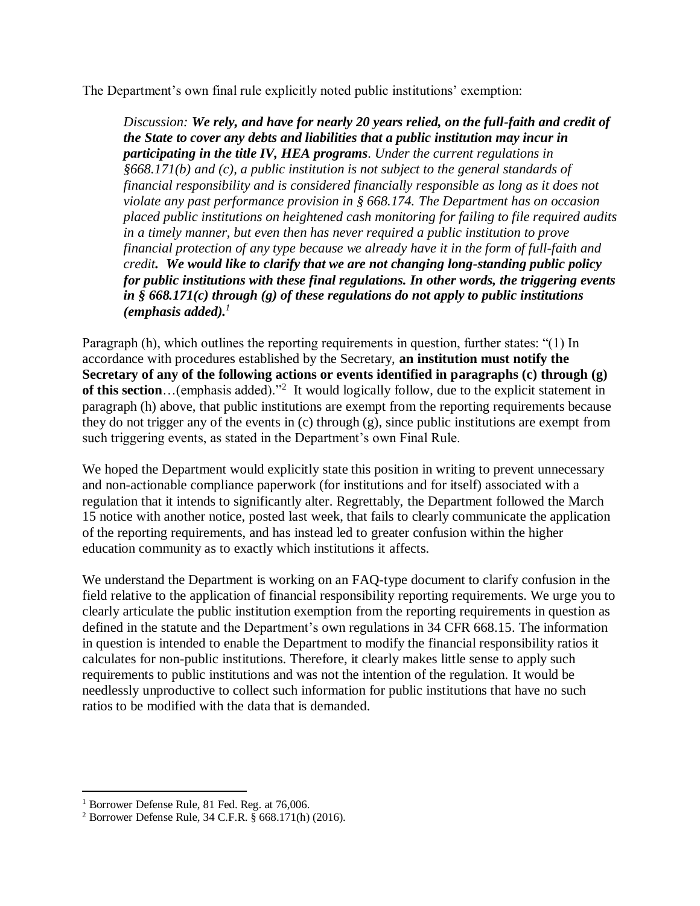The Department's own final rule explicitly noted public institutions' exemption:

> *Discussion:* ***We rely, and have for nearly 20 years relied, on the full-faith and credit of the State to cover any debts and liabilities that a public institution may incur in participating in the title IV, HEA programs****. Under the current regulations in §668.171(b) and (c), a public institution is not subject to the general standards of financial responsibility and is considered financially responsible as long as it does not violate any past performance provision in § 668.174. The Department has on occasion placed public institutions on heightened cash monitoring for failing to file required audits in a timely manner, but even then has never required a public institution to prove financial protection of any type because we already have it in the form of full-faith and credit.* ***We would like to clarify that we are not changing long-standing public policy for public institutions with these final regulations. In other words, the triggering events in § 668.171(c) through (g) of these regulations do not apply to public institutions (emphasis added).***[1]

Paragraph (h), which outlines the reporting requirements in question, further states: "(1) In accordance with procedures established by the Secretary, **an institution must notify the Secretary of any of the following actions or events identified in paragraphs (c) through (g) of this section**…(emphasis added)."[2] It would logically follow, due to the explicit statement in paragraph (h) above, that public institutions are exempt from the reporting requirements because they do not trigger any of the events in (c) through (g), since public institutions are exempt from such triggering events, as stated in the Department's own Final Rule.

We hoped the Department would explicitly state this position in writing to prevent unnecessary and non-actionable compliance paperwork (for institutions and for itself) associated with a regulation that it intends to significantly alter. Regrettably, the Department followed the March 15 notice with another notice, posted last week, that fails to clearly communicate the application of the reporting requirements, and has instead led to greater confusion within the higher education community as to exactly which institutions it affects.

We understand the Department is working on an FAQ-type document to clarify confusion in the field relative to the application of financial responsibility reporting requirements. We urge you to clearly articulate the public institution exemption from the reporting requirements in question as defined in the statute and the Department's own regulations in 34 CFR 668.15. The information in question is intended to enable the Department to modify the financial responsibility ratios it calculates for non-public institutions. Therefore, it clearly makes little sense to apply such requirements to public institutions and was not the intention of the regulation. It would be needlessly unproductive to collect such information for public institutions that have no such ratios to be modified with the data that is demanded.

---

[1] Borrower Defense Rule, 81 Fed. Reg. at 76,006.

[2] Borrower Defense Rule, 34 C.F.R. § 668.171(h) (2016).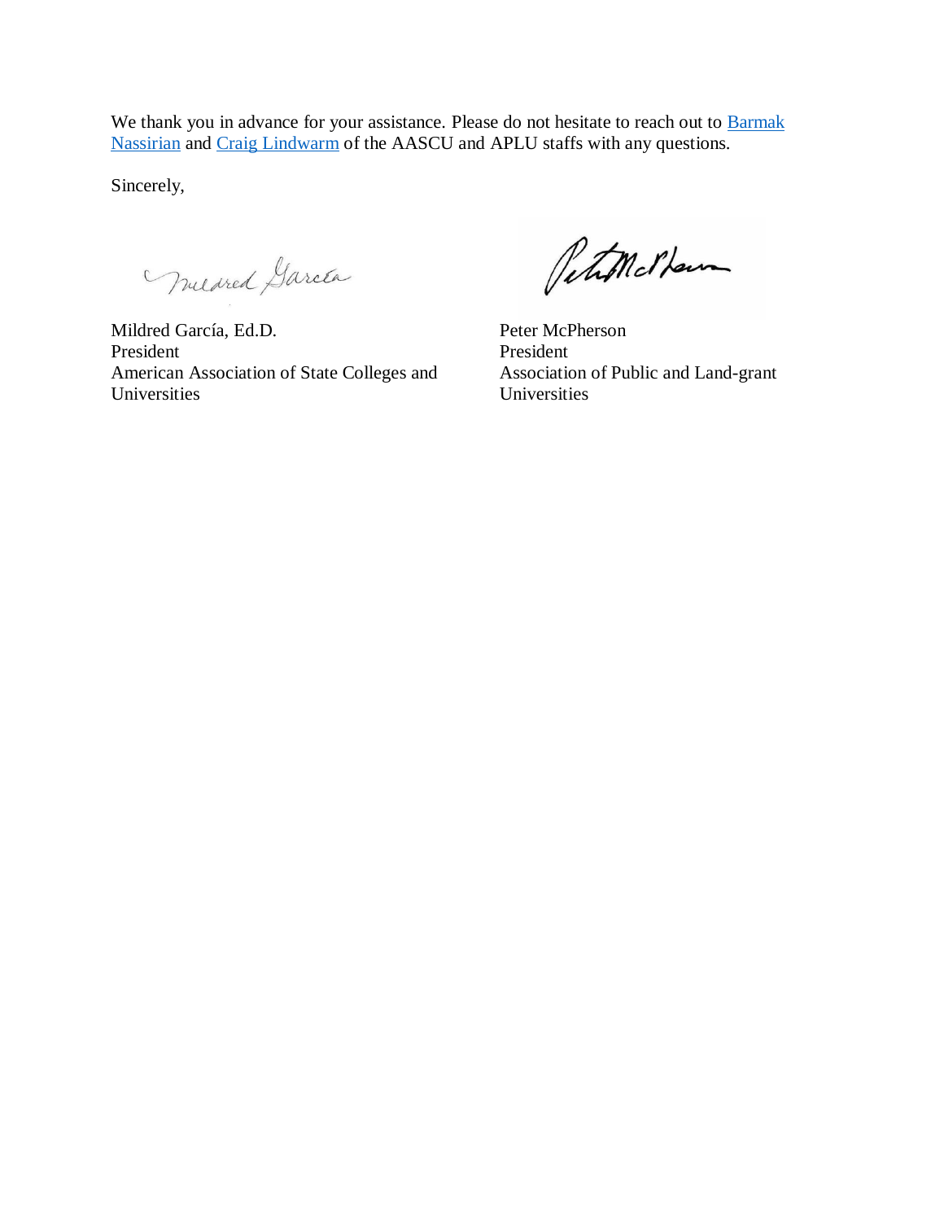We thank you in advance for your assistance. Please do not hesitate to reach out to Barmak Nassirian and Craig Lindwarm of the AASCU and APLU staffs with any questions.

Sincerely,

Mildred García, Ed.D.
President
American Association of State Colleges and Universities

Peter McPherson
President
Association of Public and Land-grant Universities